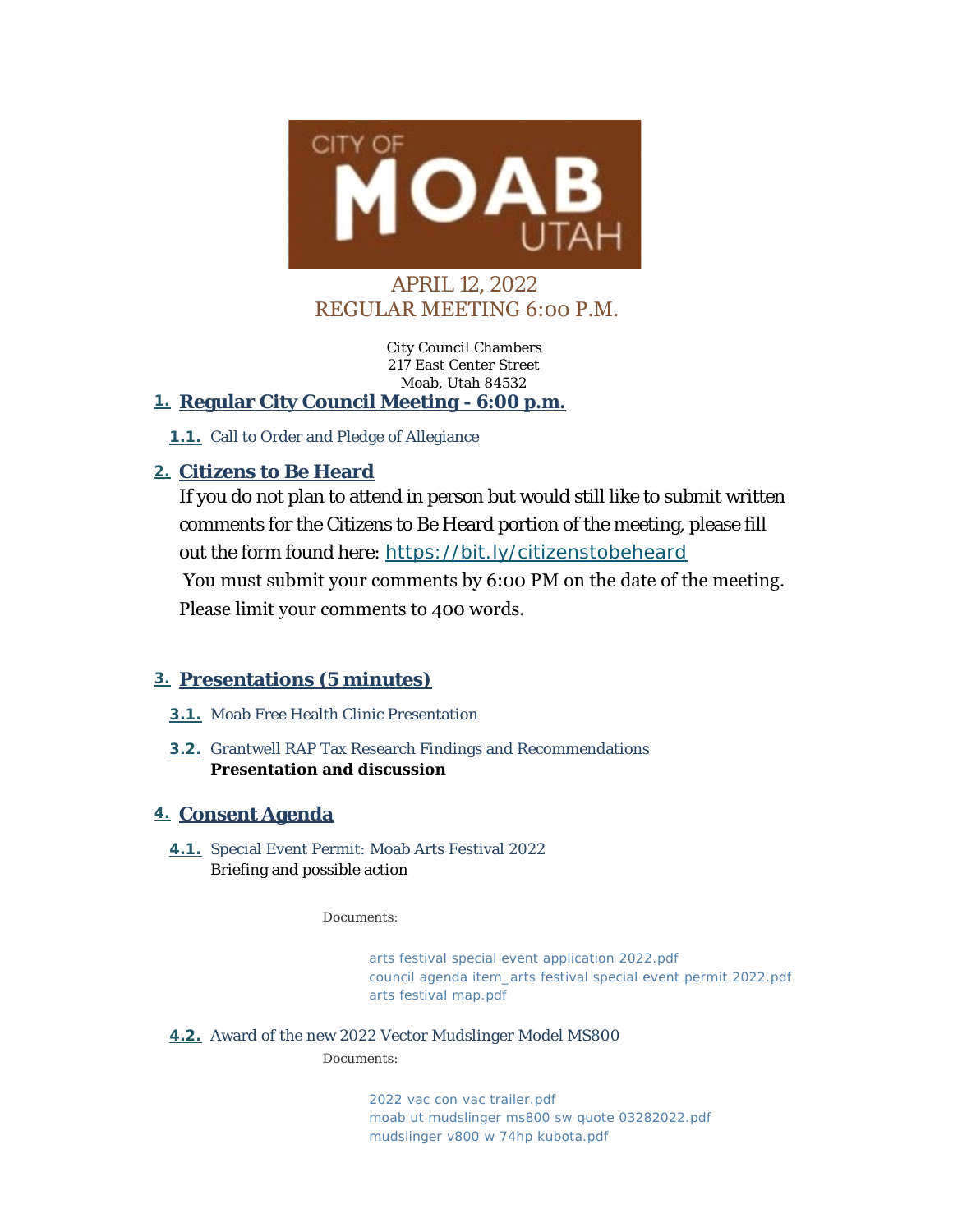CITY OF MOAB UTAH

APRIL 12, 2022
REGULAR MEETING 6:00 P.M.

City Council Chambers
217 East Center Street
Moab, Utah 84532

## 1. Regular City Council Meeting - 6:00 p.m.

**1.1.** Call to Order and Pledge of Allegiance

## 2. Citizens to Be Heard

If you do not plan to attend in person but would still like to submit written comments for the Citizens to Be Heard portion of the meeting, please fill out the form found here: https://bit.ly/citizenstobeheard

You must submit your comments by 6:00 PM on the date of the meeting. Please limit your comments to 400 words.

## 3. Presentations (5 minutes)

**3.1.** Moab Free Health Clinic Presentation

**3.2.** Grantwell RAP Tax Research Findings and Recommendations
**Presentation and discussion**

## 4. Consent Agenda

**4.1.** Special Event Permit: Moab Arts Festival 2022
Briefing and possible action

Documents:

arts festival special event application 2022.pdf
council agenda item_arts festival special event permit 2022.pdf
arts festival map.pdf

**4.2.** Award of the new 2022 Vector Mudslinger Model MS800

Documents:

2022 vac con vac trailer.pdf
moab ut mudslinger ms800 sw quote 03282022.pdf
mudslinger v800 w 74hp kubota.pdf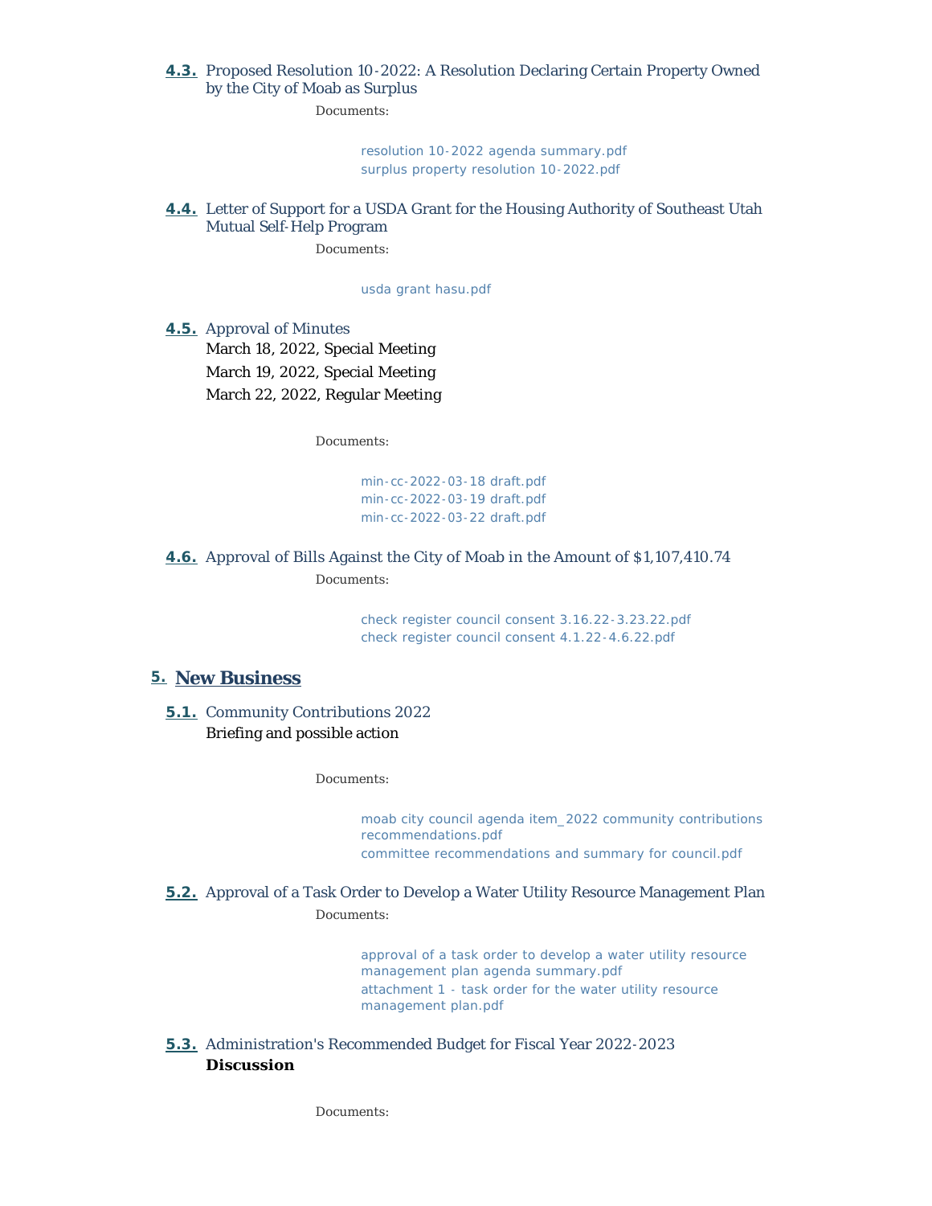**4.3.** Proposed Resolution 10-2022: A Resolution Declaring Certain Property Owned by the City of Moab as Surplus

Documents:

resolution 10-2022 agenda summary.pdf
surplus property resolution 10-2022.pdf

**4.4.** Letter of Support for a USDA Grant for the Housing Authority of Southeast Utah Mutual Self-Help Program

Documents:

usda grant hasu.pdf

**4.5.** Approval of Minutes

March 18, 2022, Special Meeting
March 19, 2022, Special Meeting
March 22, 2022, Regular Meeting

Documents:

min-cc-2022-03-18 draft.pdf
min-cc-2022-03-19 draft.pdf
min-cc-2022-03-22 draft.pdf

**4.6.** Approval of Bills Against the City of Moab in the Amount of $1,107,410.74

Documents:

check register council consent 3.16.22-3.23.22.pdf
check register council consent 4.1.22-4.6.22.pdf

## 5. New Business

**5.1.** Community Contributions 2022

Briefing and possible action

Documents:

moab city council agenda item_2022 community contributions recommendations.pdf
committee recommendations and summary for council.pdf

**5.2.** Approval of a Task Order to Develop a Water Utility Resource Management Plan

Documents:

approval of a task order to develop a water utility resource management plan agenda summary.pdf
attachment 1 - task order for the water utility resource management plan.pdf

**5.3.** Administration's Recommended Budget for Fiscal Year 2022-2023

**Discussion**

Documents: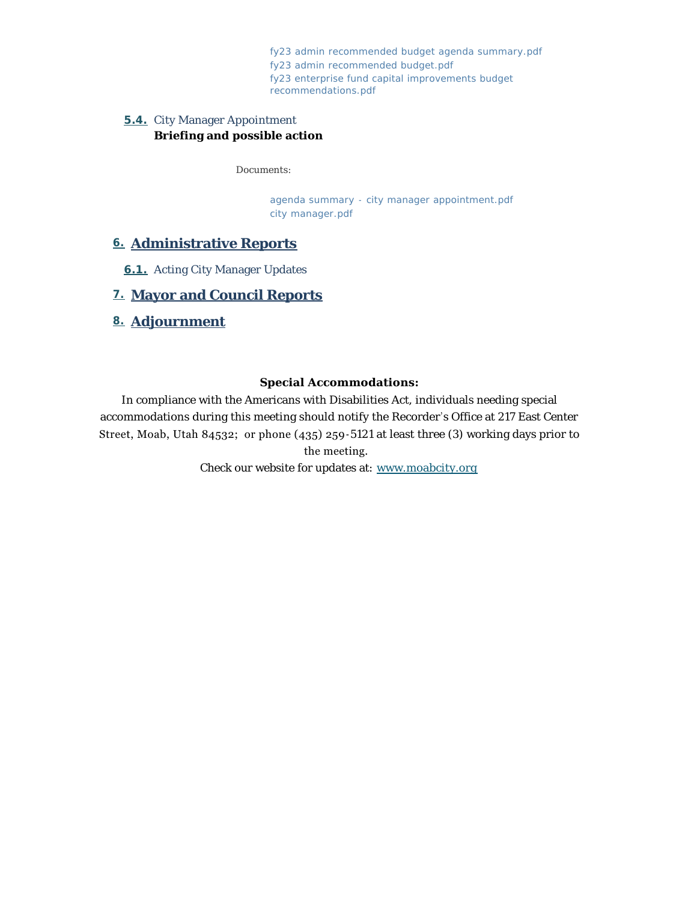fy23 admin recommended budget agenda summary.pdf
fy23 admin recommended budget.pdf
fy23 enterprise fund capital improvements budget recommendations.pdf

**5.4.** City Manager Appointment
**Briefing and possible action**

Documents:

agenda summary - city manager appointment.pdf
city manager.pdf

## 6. Administrative Reports

**6.1.** Acting City Manager Updates

## 7. Mayor and Council Reports

## 8. Adjournment

**Special Accommodations:**

In compliance with the Americans with Disabilities Act, individuals needing special accommodations during this meeting should notify the Recorder's Office at 217 East Center Street, Moab, Utah 84532; or phone (435) 259-5121 at least three (3) working days prior to the meeting.

Check our website for updates at: www.moabcity.org